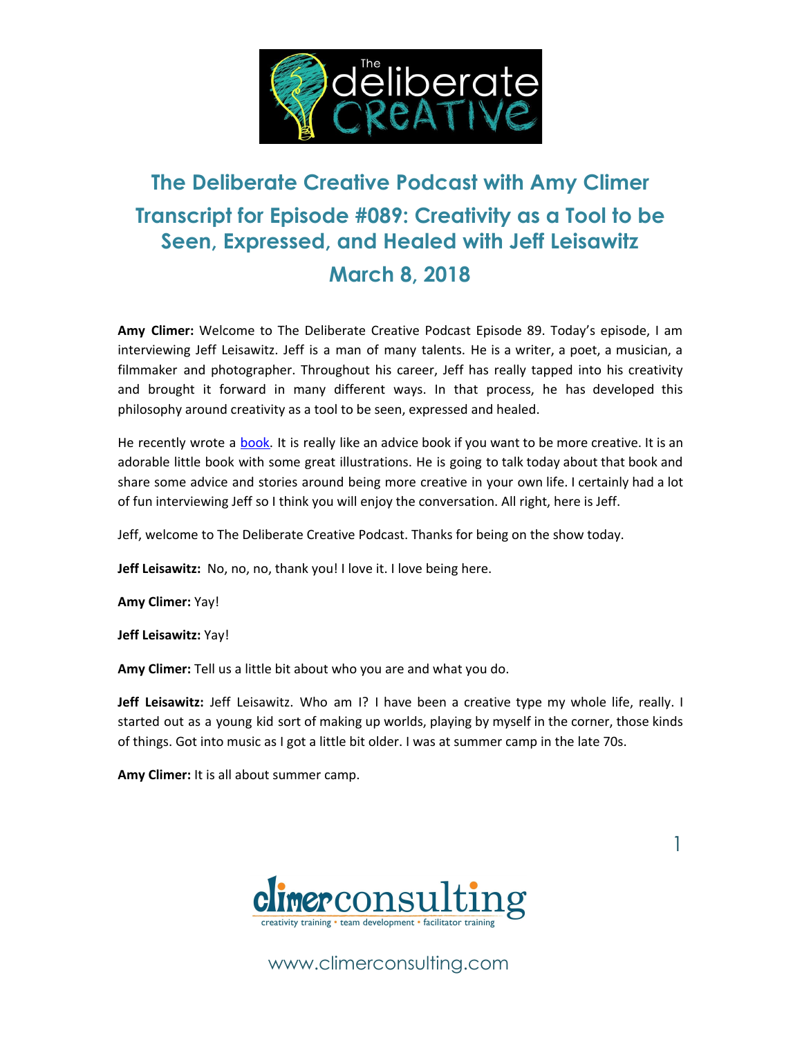# The Deliberate Creative Podcast with Amy Climer

## Transcript for Episode #089: Creativity as a Tool to be Seen, Expressed, and Healed with Jeff Leisawitz

## March 8, 2018

**Amy Climer:** Welcome to The Deliberate Creative Podcast Episode 89. Today's episode, I am interviewing Jeff Leisawitz. Jeff is a man of many talents. He is a writer, a poet, a musician, a filmmaker and photographer. Throughout his career, Jeff has really tapped into his creativity and brought it forward in many different ways. In that process, he has developed this philosophy around creativity as a tool to be seen, expressed and healed.

He recently wrote a book. It is really like an advice book if you want to be more creative. It is an adorable little book with some great illustrations. He is going to talk today about that book and share some advice and stories around being more creative in your own life. I certainly had a lot of fun interviewing Jeff so I think you will enjoy the conversation. All right, here is Jeff.

Jeff, welcome to The Deliberate Creative Podcast. Thanks for being on the show today.

**Jeff Leisawitz:** No, no, no, thank you! I love it. I love being here.

**Amy Climer:** Yay!

**Jeff Leisawitz:** Yay!

**Amy Climer:** Tell us a little bit about who you are and what you do.

**Jeff Leisawitz:** Jeff Leisawitz. Who am I? I have been a creative type my whole life, really. I started out as a young kid sort of making up worlds, playing by myself in the corner, those kinds of things. Got into music as I got a little bit older. I was at summer camp in the late 70s.

**Amy Climer:** It is all about summer camp.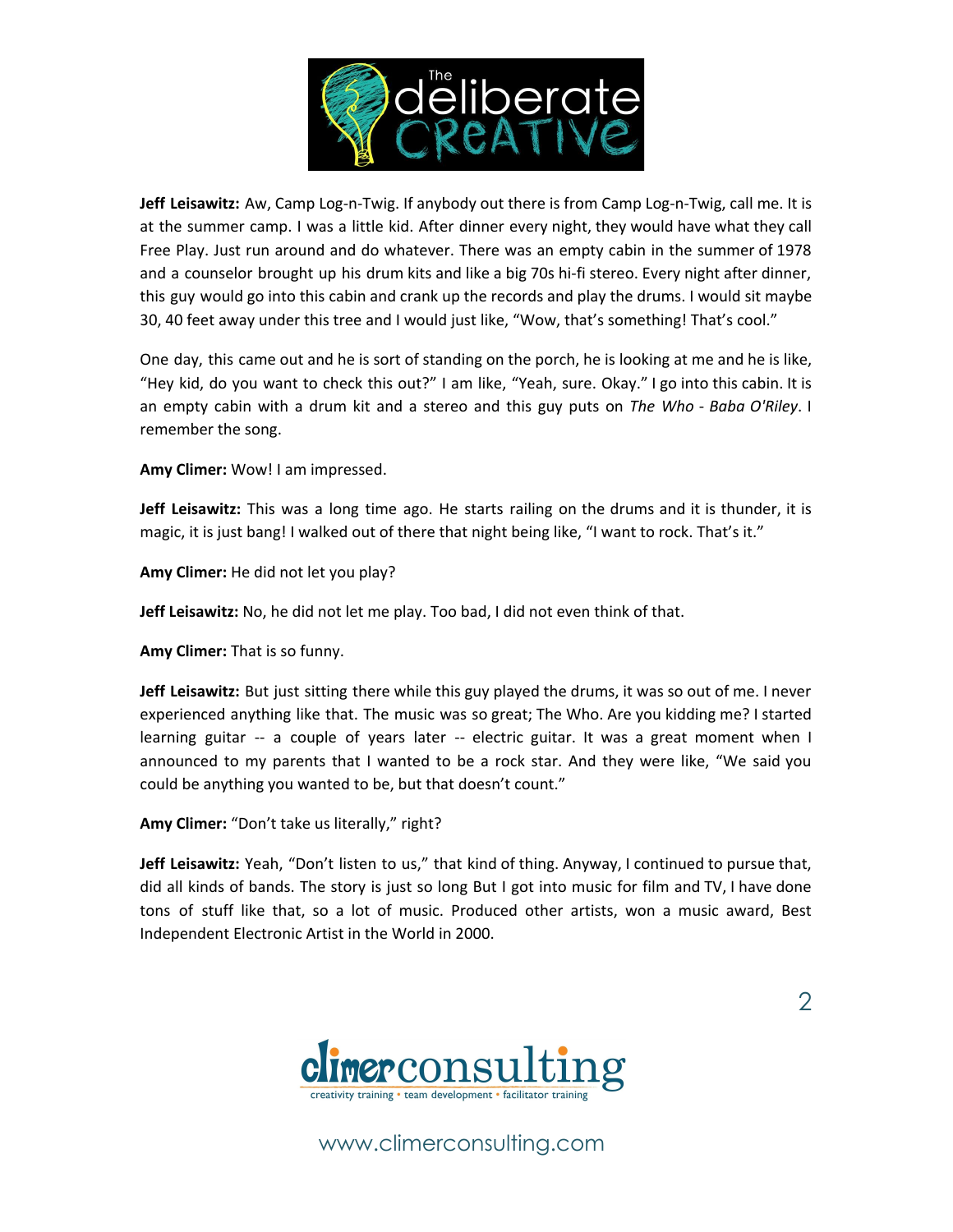**Jeff Leisawitz:** Aw, Camp Log-n-Twig. If anybody out there is from Camp Log-n-Twig, call me. It is at the summer camp. I was a little kid. After dinner every night, they would have what they call Free Play. Just run around and do whatever. There was an empty cabin in the summer of 1978 and a counselor brought up his drum kits and like a big 70s hi-fi stereo. Every night after dinner, this guy would go into this cabin and crank up the records and play the drums. I would sit maybe 30, 40 feet away under this tree and I would just like, "Wow, that's something! That's cool."

One day, this came out and he is sort of standing on the porch, he is looking at me and he is like, "Hey kid, do you want to check this out?" I am like, "Yeah, sure. Okay." I go into this cabin. It is an empty cabin with a drum kit and a stereo and this guy puts on *The Who - Baba O'Riley*. I remember the song.

**Amy Climer:** Wow! I am impressed.

**Jeff Leisawitz:** This was a long time ago. He starts railing on the drums and it is thunder, it is magic, it is just bang! I walked out of there that night being like, "I want to rock. That's it."

**Amy Climer:** He did not let you play?

**Jeff Leisawitz:** No, he did not let me play. Too bad, I did not even think of that.

**Amy Climer:** That is so funny.

**Jeff Leisawitz:** But just sitting there while this guy played the drums, it was so out of me. I never experienced anything like that. The music was so great; The Who. Are you kidding me? I started learning guitar -- a couple of years later -- electric guitar. It was a great moment when I announced to my parents that I wanted to be a rock star. And they were like, "We said you could be anything you wanted to be, but that doesn't count."

**Amy Climer:** "Don't take us literally," right?

**Jeff Leisawitz:** Yeah, "Don't listen to us," that kind of thing. Anyway, I continued to pursue that, did all kinds of bands. The story is just so long But I got into music for film and TV, I have done tons of stuff like that, so a lot of music. Produced other artists, won a music award, Best Independent Electronic Artist in the World in 2000.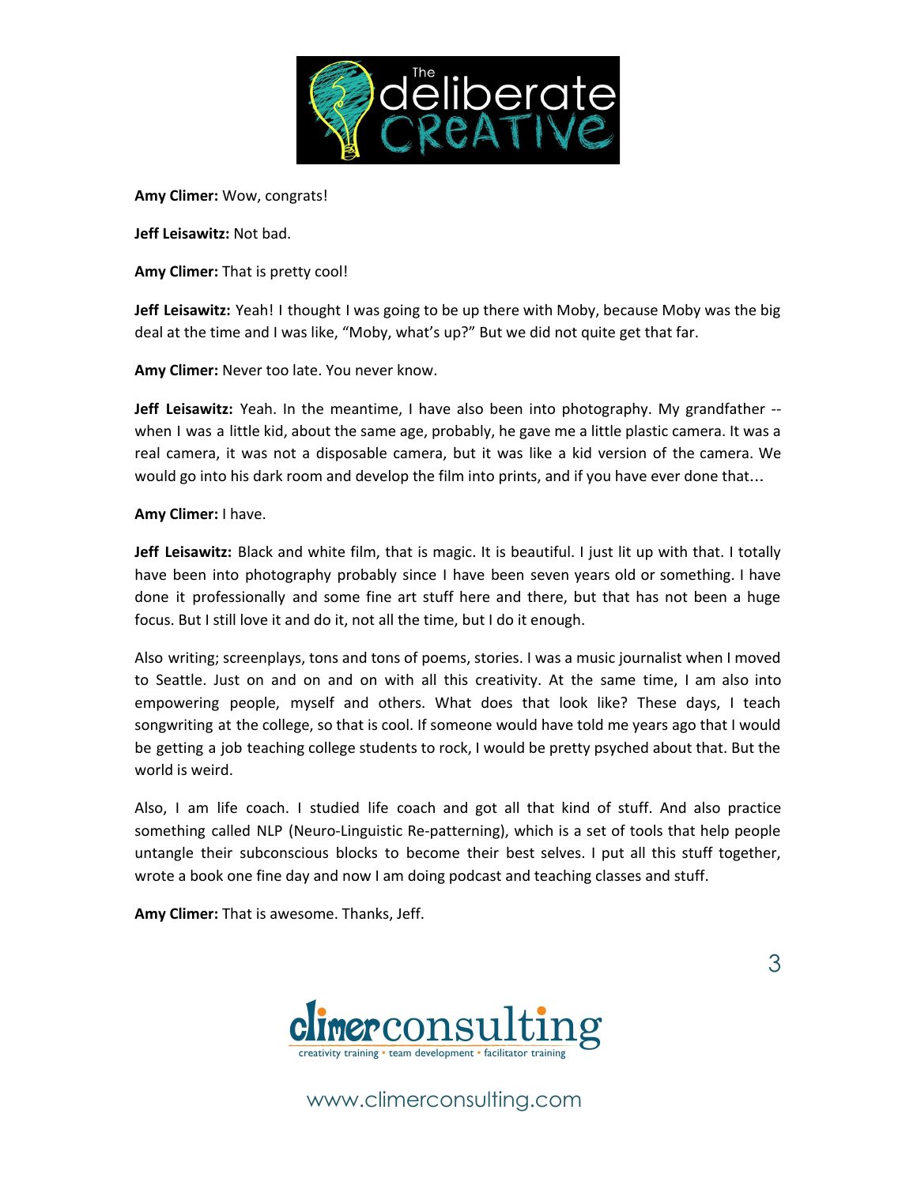**Amy Climer:** Wow, congrats!

**Jeff Leisawitz:** Not bad.

**Amy Climer:** That is pretty cool!

**Jeff Leisawitz:** Yeah! I thought I was going to be up there with Moby, because Moby was the big deal at the time and I was like, "Moby, what's up?" But we did not quite get that far.

**Amy Climer:** Never too late. You never know.

**Jeff Leisawitz:** Yeah. In the meantime, I have also been into photography. My grandfather -- when I was a little kid, about the same age, probably, he gave me a little plastic camera. It was a real camera, it was not a disposable camera, but it was like a kid version of the camera. We would go into his dark room and develop the film into prints, and if you have ever done that…

**Amy Climer:** I have.

**Jeff Leisawitz:** Black and white film, that is magic. It is beautiful. I just lit up with that. I totally have been into photography probably since I have been seven years old or something. I have done it professionally and some fine art stuff here and there, but that has not been a huge focus. But I still love it and do it, not all the time, but I do it enough.

Also writing; screenplays, tons and tons of poems, stories. I was a music journalist when I moved to Seattle. Just on and on and on with all this creativity. At the same time, I am also into empowering people, myself and others. What does that look like? These days, I teach songwriting at the college, so that is cool. If someone would have told me years ago that I would be getting a job teaching college students to rock, I would be pretty psyched about that. But the world is weird.

Also, I am life coach. I studied life coach and got all that kind of stuff. And also practice something called NLP (Neuro-Linguistic Re-patterning), which is a set of tools that help people untangle their subconscious blocks to become their best selves. I put all this stuff together, wrote a book one fine day and now I am doing podcast and teaching classes and stuff.

**Amy Climer:** That is awesome. Thanks, Jeff.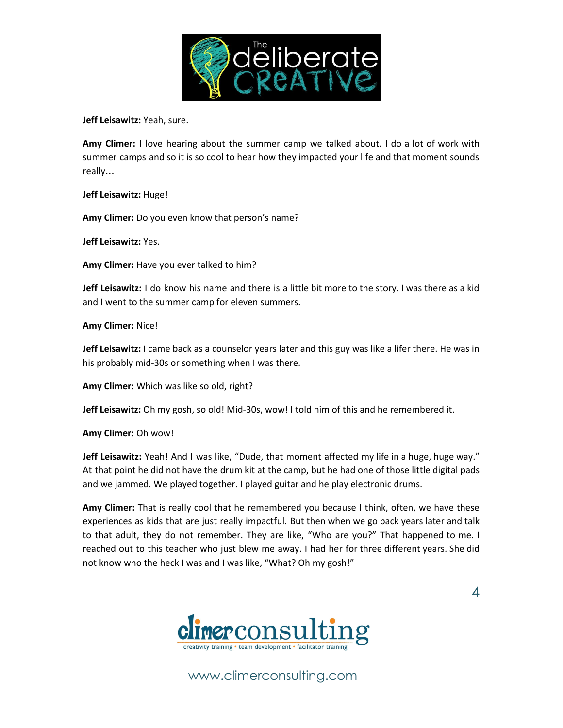**Jeff Leisawitz:** Yeah, sure.

**Amy Climer:** I love hearing about the summer camp we talked about. I do a lot of work with summer camps and so it is so cool to hear how they impacted your life and that moment sounds really…

**Jeff Leisawitz:** Huge!

**Amy Climer:** Do you even know that person's name?

**Jeff Leisawitz:** Yes.

**Amy Climer:** Have you ever talked to him?

**Jeff Leisawitz:** I do know his name and there is a little bit more to the story. I was there as a kid and I went to the summer camp for eleven summers.

**Amy Climer:** Nice!

**Jeff Leisawitz:** I came back as a counselor years later and this guy was like a lifer there. He was in his probably mid-30s or something when I was there.

**Amy Climer:** Which was like so old, right?

**Jeff Leisawitz:** Oh my gosh, so old! Mid-30s, wow! I told him of this and he remembered it.

**Amy Climer:** Oh wow!

**Jeff Leisawitz:** Yeah! And I was like, "Dude, that moment affected my life in a huge, huge way." At that point he did not have the drum kit at the camp, but he had one of those little digital pads and we jammed. We played together. I played guitar and he play electronic drums.

**Amy Climer:** That is really cool that he remembered you because I think, often, we have these experiences as kids that are just really impactful. But then when we go back years later and talk to that adult, they do not remember. They are like, "Who are you?" That happened to me. I reached out to this teacher who just blew me away. I had her for three different years. She did not know who the heck I was and I was like, "What? Oh my gosh!"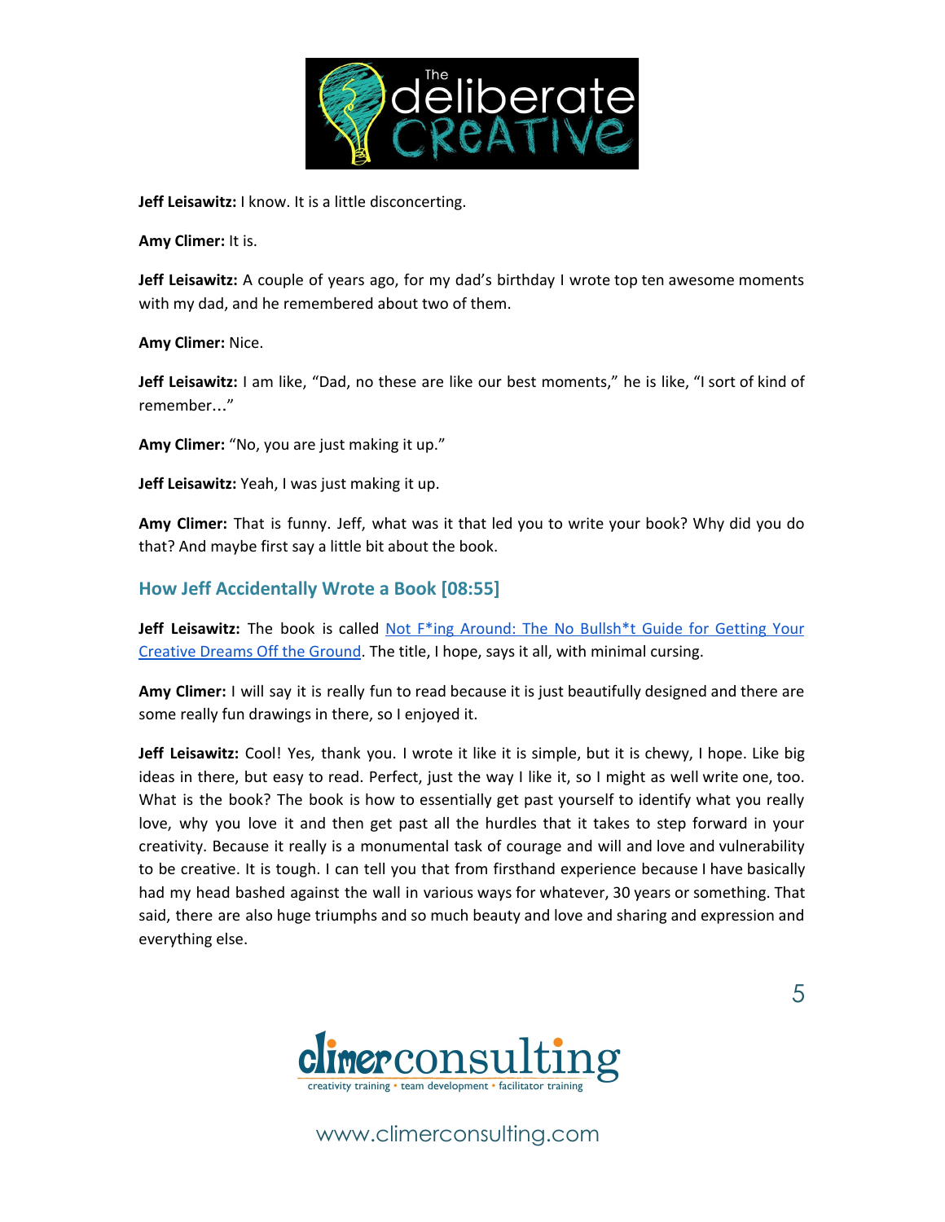**Jeff Leisawitz:** I know. It is a little disconcerting.

**Amy Climer:** It is.

**Jeff Leisawitz:** A couple of years ago, for my dad's birthday I wrote top ten awesome moments with my dad, and he remembered about two of them.

**Amy Climer:** Nice.

**Jeff Leisawitz:** I am like, "Dad, no these are like our best moments," he is like, "I sort of kind of remember…"

**Amy Climer:** "No, you are just making it up."

**Jeff Leisawitz:** Yeah, I was just making it up.

**Amy Climer:** That is funny. Jeff, what was it that led you to write your book? Why did you do that? And maybe first say a little bit about the book.

## How Jeff Accidentally Wrote a Book [08:55]

**Jeff Leisawitz:** The book is called Not F*ing Around: The No Bullsh*t Guide for Getting Your Creative Dreams Off the Ground. The title, I hope, says it all, with minimal cursing.

**Amy Climer:** I will say it is really fun to read because it is just beautifully designed and there are some really fun drawings in there, so I enjoyed it.

**Jeff Leisawitz:** Cool! Yes, thank you. I wrote it like it is simple, but it is chewy, I hope. Like big ideas in there, but easy to read. Perfect, just the way I like it, so I might as well write one, too. What is the book? The book is how to essentially get past yourself to identify what you really love, why you love it and then get past all the hurdles that it takes to step forward in your creativity. Because it really is a monumental task of courage and will and love and vulnerability to be creative. It is tough. I can tell you that from firsthand experience because I have basically had my head bashed against the wall in various ways for whatever, 30 years or something. That said, there are also huge triumphs and so much beauty and love and sharing and expression and everything else.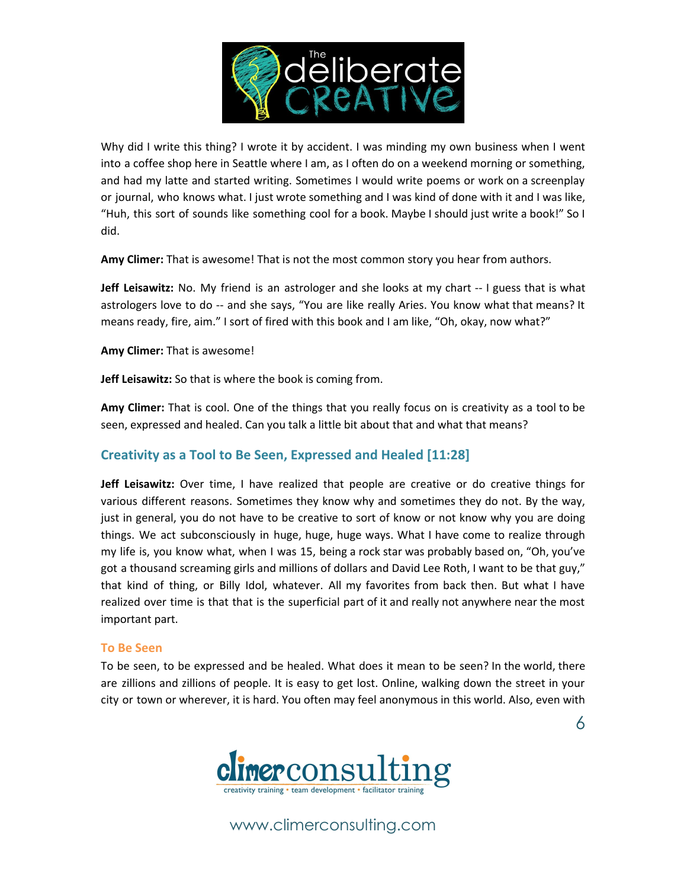Why did I write this thing? I wrote it by accident. I was minding my own business when I went into a coffee shop here in Seattle where I am, as I often do on a weekend morning or something, and had my latte and started writing. Sometimes I would write poems or work on a screenplay or journal, who knows what. I just wrote something and I was kind of done with it and I was like, "Huh, this sort of sounds like something cool for a book. Maybe I should just write a book!" So I did.

**Amy Climer:** That is awesome! That is not the most common story you hear from authors.

**Jeff Leisawitz:** No. My friend is an astrologer and she looks at my chart -- I guess that is what astrologers love to do -- and she says, "You are like really Aries. You know what that means? It means ready, fire, aim." I sort of fired with this book and I am like, "Oh, okay, now what?"

**Amy Climer:** That is awesome!

**Jeff Leisawitz:** So that is where the book is coming from.

**Amy Climer:** That is cool. One of the things that you really focus on is creativity as a tool to be seen, expressed and healed. Can you talk a little bit about that and what that means?

## Creativity as a Tool to Be Seen, Expressed and Healed [11:28]

**Jeff Leisawitz:** Over time, I have realized that people are creative or do creative things for various different reasons. Sometimes they know why and sometimes they do not. By the way, just in general, you do not have to be creative to sort of know or not know why you are doing things. We act subconsciously in huge, huge, huge ways. What I have come to realize through my life is, you know what, when I was 15, being a rock star was probably based on, "Oh, you've got a thousand screaming girls and millions of dollars and David Lee Roth, I want to be that guy," that kind of thing, or Billy Idol, whatever. All my favorites from back then. But what I have realized over time is that that is the superficial part of it and really not anywhere near the most important part.

### To Be Seen

To be seen, to be expressed and be healed. What does it mean to be seen? In the world, there are zillions and zillions of people. It is easy to get lost. Online, walking down the street in your city or town or wherever, it is hard. You often may feel anonymous in this world. Also, even with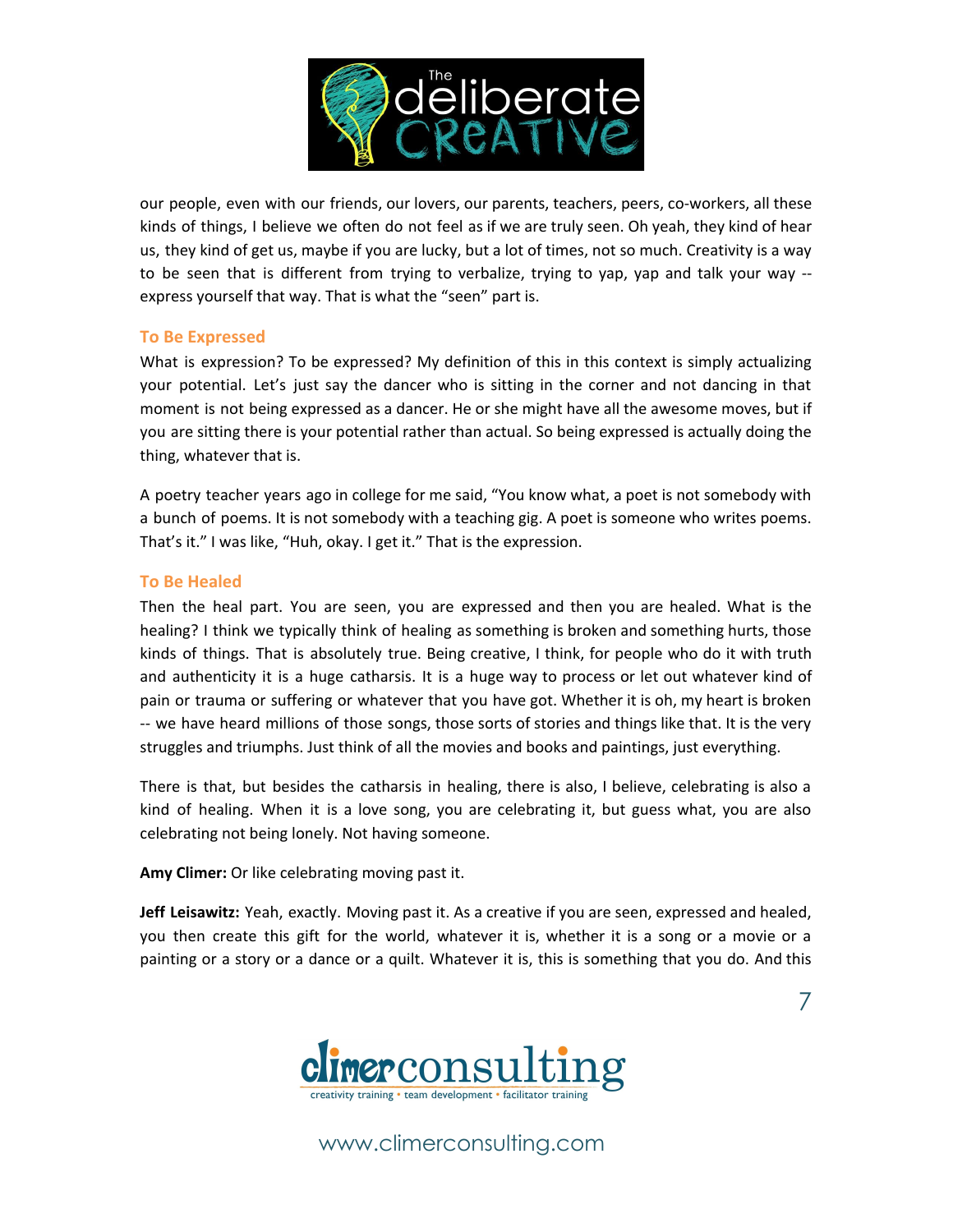our people, even with our friends, our lovers, our parents, teachers, peers, co-workers, all these kinds of things, I believe we often do not feel as if we are truly seen. Oh yeah, they kind of hear us, they kind of get us, maybe if you are lucky, but a lot of times, not so much. Creativity is a way to be seen that is different from trying to verbalize, trying to yap, yap and talk your way -- express yourself that way. That is what the "seen" part is.

### To Be Expressed

What is expression? To be expressed? My definition of this in this context is simply actualizing your potential. Let's just say the dancer who is sitting in the corner and not dancing in that moment is not being expressed as a dancer. He or she might have all the awesome moves, but if you are sitting there is your potential rather than actual. So being expressed is actually doing the thing, whatever that is.

A poetry teacher years ago in college for me said, "You know what, a poet is not somebody with a bunch of poems. It is not somebody with a teaching gig. A poet is someone who writes poems. That's it." I was like, "Huh, okay. I get it." That is the expression.

### To Be Healed

Then the heal part. You are seen, you are expressed and then you are healed. What is the healing? I think we typically think of healing as something is broken and something hurts, those kinds of things. That is absolutely true. Being creative, I think, for people who do it with truth and authenticity it is a huge catharsis. It is a huge way to process or let out whatever kind of pain or trauma or suffering or whatever that you have got. Whether it is oh, my heart is broken -- we have heard millions of those songs, those sorts of stories and things like that. It is the very struggles and triumphs. Just think of all the movies and books and paintings, just everything.

There is that, but besides the catharsis in healing, there is also, I believe, celebrating is also a kind of healing. When it is a love song, you are celebrating it, but guess what, you are also celebrating not being lonely. Not having someone.

**Amy Climer:** Or like celebrating moving past it.

**Jeff Leisawitz:** Yeah, exactly. Moving past it. As a creative if you are seen, expressed and healed, you then create this gift for the world, whatever it is, whether it is a song or a movie or a painting or a story or a dance or a quilt. Whatever it is, this is something that you do. And this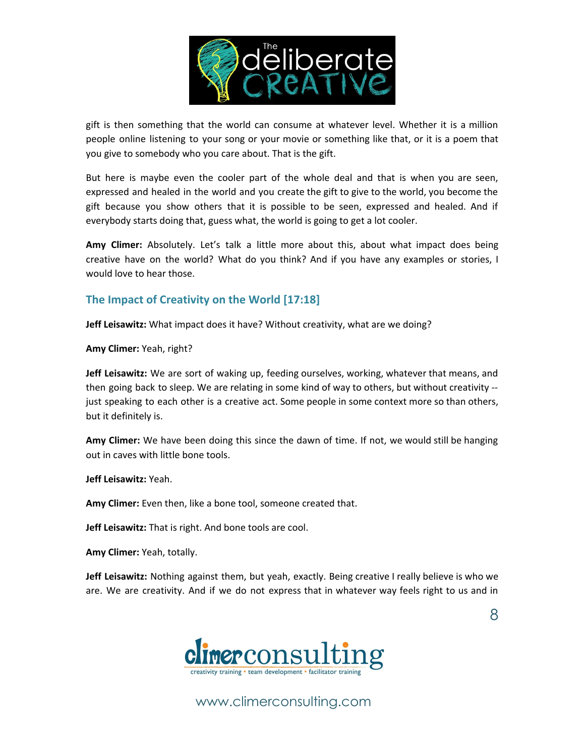gift is then something that the world can consume at whatever level. Whether it is a million people online listening to your song or your movie or something like that, or it is a poem that you give to somebody who you care about. That is the gift.

But here is maybe even the cooler part of the whole deal and that is when you are seen, expressed and healed in the world and you create the gift to give to the world, you become the gift because you show others that it is possible to be seen, expressed and healed. And if everybody starts doing that, guess what, the world is going to get a lot cooler.

**Amy Climer:** Absolutely. Let's talk a little more about this, about what impact does being creative have on the world? What do you think? And if you have any examples or stories, I would love to hear those.

## The Impact of Creativity on the World [17:18]

**Jeff Leisawitz:** What impact does it have? Without creativity, what are we doing?

**Amy Climer:** Yeah, right?

**Jeff Leisawitz:** We are sort of waking up, feeding ourselves, working, whatever that means, and then going back to sleep. We are relating in some kind of way to others, but without creativity -- just speaking to each other is a creative act. Some people in some context more so than others, but it definitely is.

**Amy Climer:** We have been doing this since the dawn of time. If not, we would still be hanging out in caves with little bone tools.

**Jeff Leisawitz:** Yeah.

**Amy Climer:** Even then, like a bone tool, someone created that.

**Jeff Leisawitz:** That is right. And bone tools are cool.

**Amy Climer:** Yeah, totally.

**Jeff Leisawitz:** Nothing against them, but yeah, exactly. Being creative I really believe is who we are. We are creativity. And if we do not express that in whatever way feels right to us and in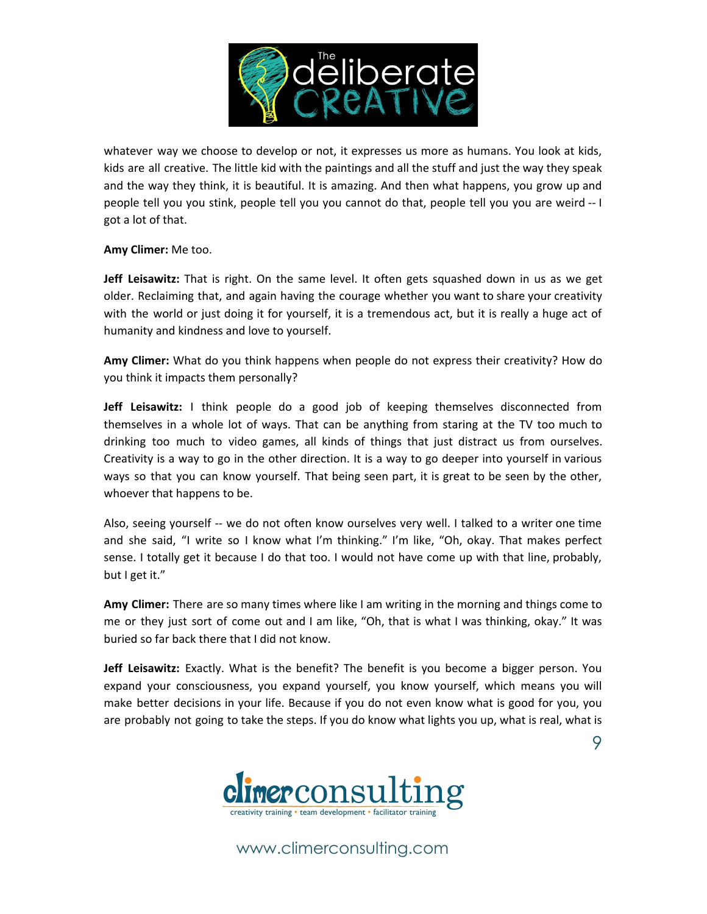whatever way we choose to develop or not, it expresses us more as humans. You look at kids, kids are all creative. The little kid with the paintings and all the stuff and just the way they speak and the way they think, it is beautiful. It is amazing. And then what happens, you grow up and people tell you you stink, people tell you you cannot do that, people tell you you are weird -- I got a lot of that.

**Amy Climer:** Me too.

**Jeff Leisawitz:** That is right. On the same level. It often gets squashed down in us as we get older. Reclaiming that, and again having the courage whether you want to share your creativity with the world or just doing it for yourself, it is a tremendous act, but it is really a huge act of humanity and kindness and love to yourself.

**Amy Climer:** What do you think happens when people do not express their creativity? How do you think it impacts them personally?

**Jeff Leisawitz:** I think people do a good job of keeping themselves disconnected from themselves in a whole lot of ways. That can be anything from staring at the TV too much to drinking too much to video games, all kinds of things that just distract us from ourselves. Creativity is a way to go in the other direction. It is a way to go deeper into yourself in various ways so that you can know yourself. That being seen part, it is great to be seen by the other, whoever that happens to be.

Also, seeing yourself -- we do not often know ourselves very well. I talked to a writer one time and she said, "I write so I know what I'm thinking." I'm like, "Oh, okay. That makes perfect sense. I totally get it because I do that too. I would not have come up with that line, probably, but I get it."

**Amy Climer:** There are so many times where like I am writing in the morning and things come to me or they just sort of come out and I am like, "Oh, that is what I was thinking, okay." It was buried so far back there that I did not know.

**Jeff Leisawitz:** Exactly. What is the benefit? The benefit is you become a bigger person. You expand your consciousness, you expand yourself, you know yourself, which means you will make better decisions in your life. Because if you do not even know what is good for you, you are probably not going to take the steps. If you do know what lights you up, what is real, what is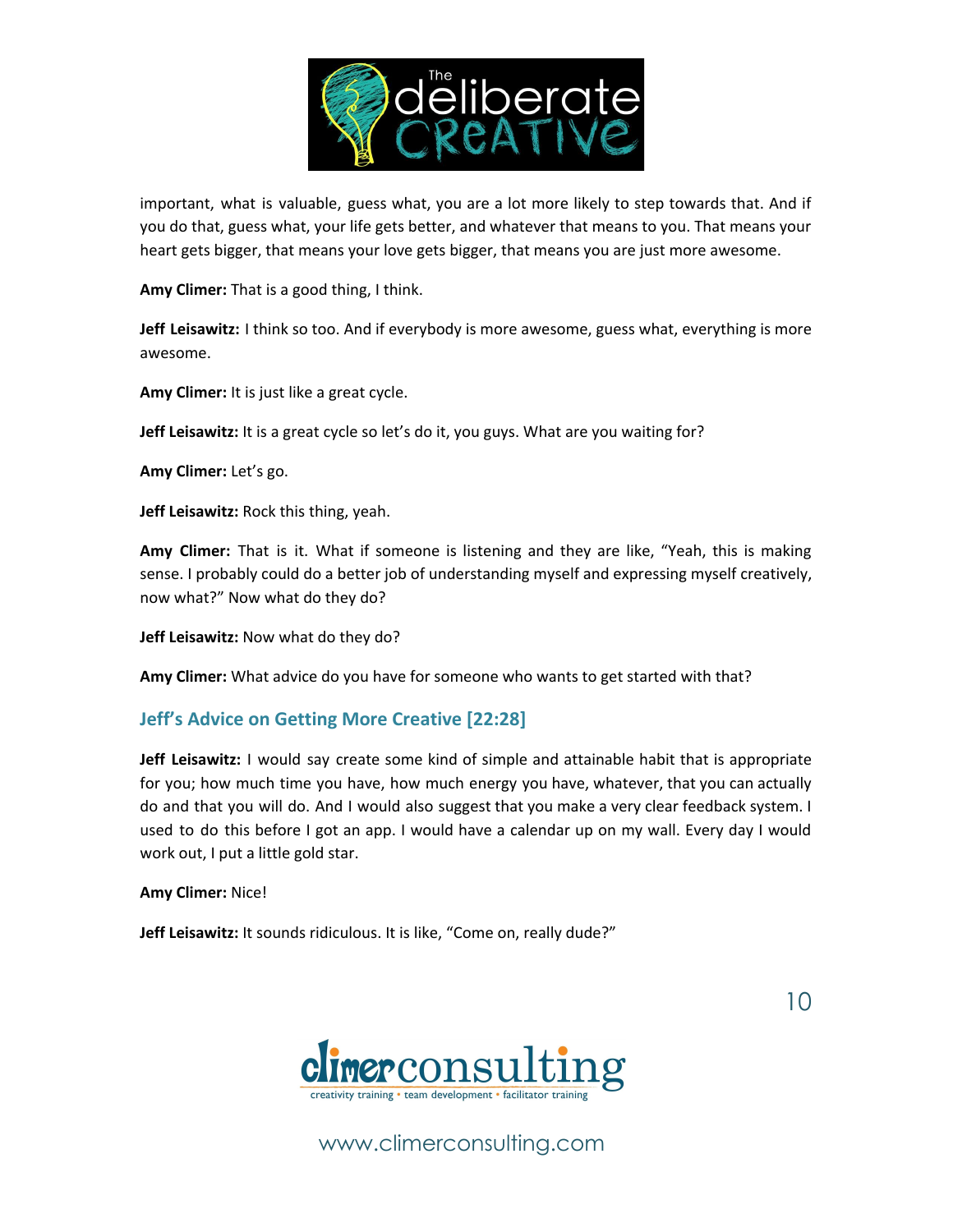important, what is valuable, guess what, you are a lot more likely to step towards that. And if you do that, guess what, your life gets better, and whatever that means to you. That means your heart gets bigger, that means your love gets bigger, that means you are just more awesome.

**Amy Climer:** That is a good thing, I think.

**Jeff Leisawitz:** I think so too. And if everybody is more awesome, guess what, everything is more awesome.

**Amy Climer:** It is just like a great cycle.

**Jeff Leisawitz:** It is a great cycle so let's do it, you guys. What are you waiting for?

**Amy Climer:** Let's go.

**Jeff Leisawitz:** Rock this thing, yeah.

**Amy Climer:** That is it. What if someone is listening and they are like, "Yeah, this is making sense. I probably could do a better job of understanding myself and expressing myself creatively, now what?" Now what do they do?

**Jeff Leisawitz:** Now what do they do?

**Amy Climer:** What advice do you have for someone who wants to get started with that?

## Jeff's Advice on Getting More Creative [22:28]

**Jeff Leisawitz:** I would say create some kind of simple and attainable habit that is appropriate for you; how much time you have, how much energy you have, whatever, that you can actually do and that you will do. And I would also suggest that you make a very clear feedback system. I used to do this before I got an app. I would have a calendar up on my wall. Every day I would work out, I put a little gold star.

**Amy Climer:** Nice!

**Jeff Leisawitz:** It sounds ridiculous. It is like, "Come on, really dude?"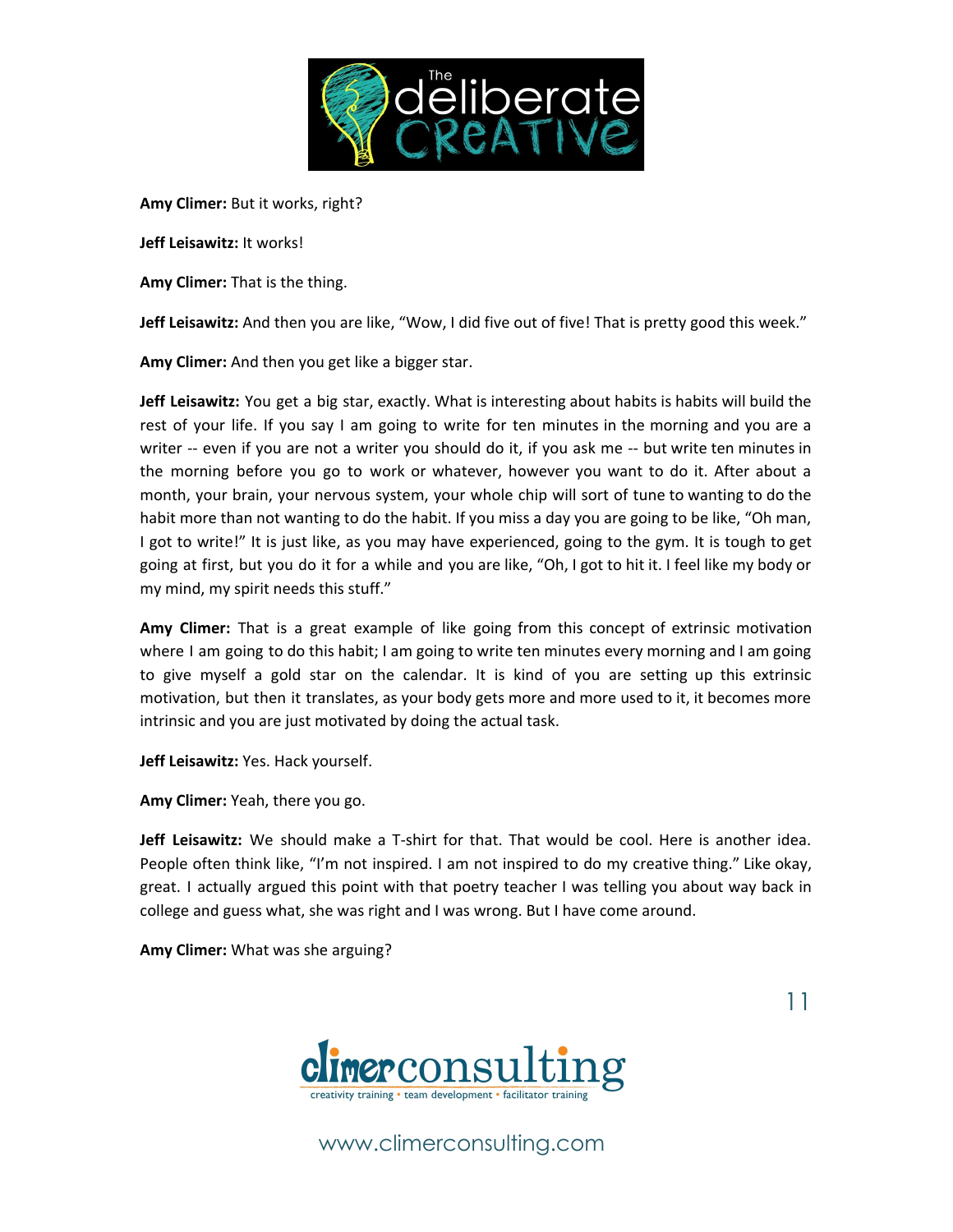**Amy Climer:** But it works, right?

**Jeff Leisawitz:** It works!

**Amy Climer:** That is the thing.

**Jeff Leisawitz:** And then you are like, "Wow, I did five out of five! That is pretty good this week."

**Amy Climer:** And then you get like a bigger star.

**Jeff Leisawitz:** You get a big star, exactly. What is interesting about habits is habits will build the rest of your life. If you say I am going to write for ten minutes in the morning and you are a writer -- even if you are not a writer you should do it, if you ask me -- but write ten minutes in the morning before you go to work or whatever, however you want to do it. After about a month, your brain, your nervous system, your whole chip will sort of tune to wanting to do the habit more than not wanting to do the habit. If you miss a day you are going to be like, "Oh man, I got to write!" It is just like, as you may have experienced, going to the gym. It is tough to get going at first, but you do it for a while and you are like, "Oh, I got to hit it. I feel like my body or my mind, my spirit needs this stuff."

**Amy Climer:** That is a great example of like going from this concept of extrinsic motivation where I am going to do this habit; I am going to write ten minutes every morning and I am going to give myself a gold star on the calendar. It is kind of you are setting up this extrinsic motivation, but then it translates, as your body gets more and more used to it, it becomes more intrinsic and you are just motivated by doing the actual task.

**Jeff Leisawitz:** Yes. Hack yourself.

**Amy Climer:** Yeah, there you go.

**Jeff Leisawitz:** We should make a T-shirt for that. That would be cool. Here is another idea. People often think like, "I'm not inspired. I am not inspired to do my creative thing." Like okay, great. I actually argued this point with that poetry teacher I was telling you about way back in college and guess what, she was right and I was wrong. But I have come around.

**Amy Climer:** What was she arguing?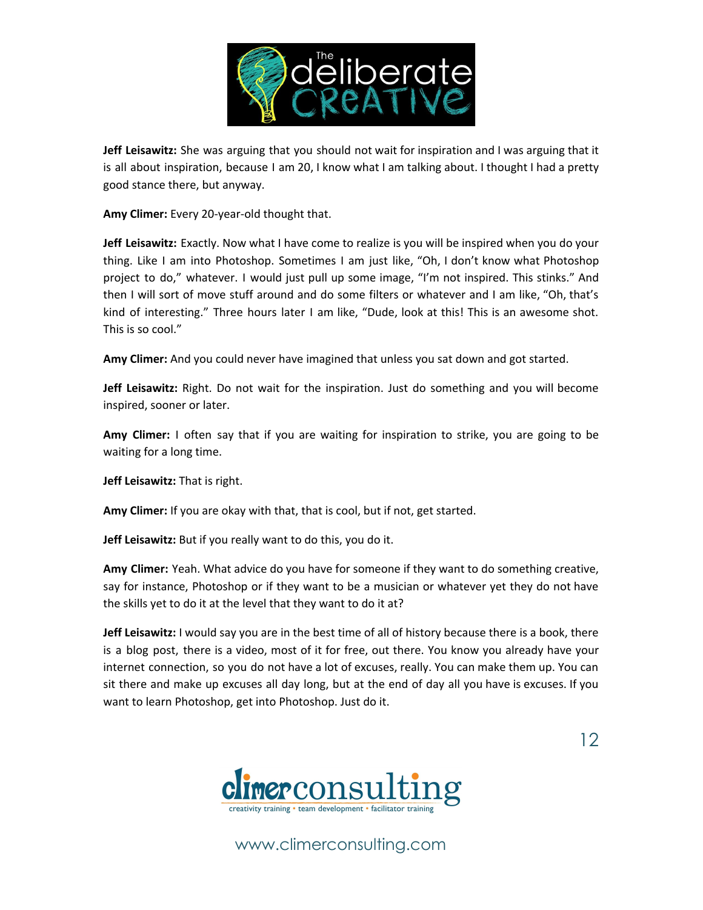**Jeff Leisawitz:** She was arguing that you should not wait for inspiration and I was arguing that it is all about inspiration, because I am 20, I know what I am talking about. I thought I had a pretty good stance there, but anyway.

**Amy Climer:** Every 20-year-old thought that.

**Jeff Leisawitz:** Exactly. Now what I have come to realize is you will be inspired when you do your thing. Like I am into Photoshop. Sometimes I am just like, "Oh, I don't know what Photoshop project to do," whatever. I would just pull up some image, "I'm not inspired. This stinks." And then I will sort of move stuff around and do some filters or whatever and I am like, "Oh, that's kind of interesting." Three hours later I am like, "Dude, look at this! This is an awesome shot. This is so cool."

**Amy Climer:** And you could never have imagined that unless you sat down and got started.

**Jeff Leisawitz:** Right. Do not wait for the inspiration. Just do something and you will become inspired, sooner or later.

**Amy Climer:** I often say that if you are waiting for inspiration to strike, you are going to be waiting for a long time.

**Jeff Leisawitz:** That is right.

**Amy Climer:** If you are okay with that, that is cool, but if not, get started.

**Jeff Leisawitz:** But if you really want to do this, you do it.

**Amy Climer:** Yeah. What advice do you have for someone if they want to do something creative, say for instance, Photoshop or if they want to be a musician or whatever yet they do not have the skills yet to do it at the level that they want to do it at?

**Jeff Leisawitz:** I would say you are in the best time of all of history because there is a book, there is a blog post, there is a video, most of it for free, out there. You know you already have your internet connection, so you do not have a lot of excuses, really. You can make them up. You can sit there and make up excuses all day long, but at the end of day all you have is excuses. If you want to learn Photoshop, get into Photoshop. Just do it.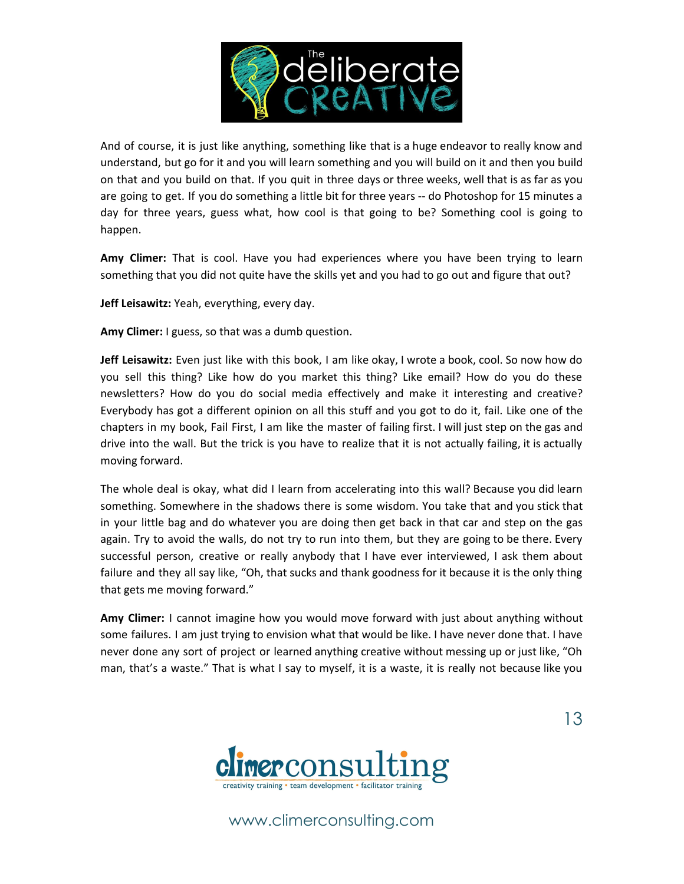And of course, it is just like anything, something like that is a huge endeavor to really know and understand, but go for it and you will learn something and you will build on it and then you build on that and you build on that. If you quit in three days or three weeks, well that is as far as you are going to get. If you do something a little bit for three years -- do Photoshop for 15 minutes a day for three years, guess what, how cool is that going to be? Something cool is going to happen.

**Amy Climer:** That is cool. Have you had experiences where you have been trying to learn something that you did not quite have the skills yet and you had to go out and figure that out?

**Jeff Leisawitz:** Yeah, everything, every day.

**Amy Climer:** I guess, so that was a dumb question.

**Jeff Leisawitz:** Even just like with this book, I am like okay, I wrote a book, cool. So now how do you sell this thing? Like how do you market this thing? Like email? How do you do these newsletters? How do you do social media effectively and make it interesting and creative? Everybody has got a different opinion on all this stuff and you got to do it, fail. Like one of the chapters in my book, Fail First, I am like the master of failing first. I will just step on the gas and drive into the wall. But the trick is you have to realize that it is not actually failing, it is actually moving forward.

The whole deal is okay, what did I learn from accelerating into this wall? Because you did learn something. Somewhere in the shadows there is some wisdom. You take that and you stick that in your little bag and do whatever you are doing then get back in that car and step on the gas again. Try to avoid the walls, do not try to run into them, but they are going to be there. Every successful person, creative or really anybody that I have ever interviewed, I ask them about failure and they all say like, "Oh, that sucks and thank goodness for it because it is the only thing that gets me moving forward."

**Amy Climer:** I cannot imagine how you would move forward with just about anything without some failures. I am just trying to envision what that would be like. I have never done that. I have never done any sort of project or learned anything creative without messing up or just like, "Oh man, that's a waste." That is what I say to myself, it is a waste, it is really not because like you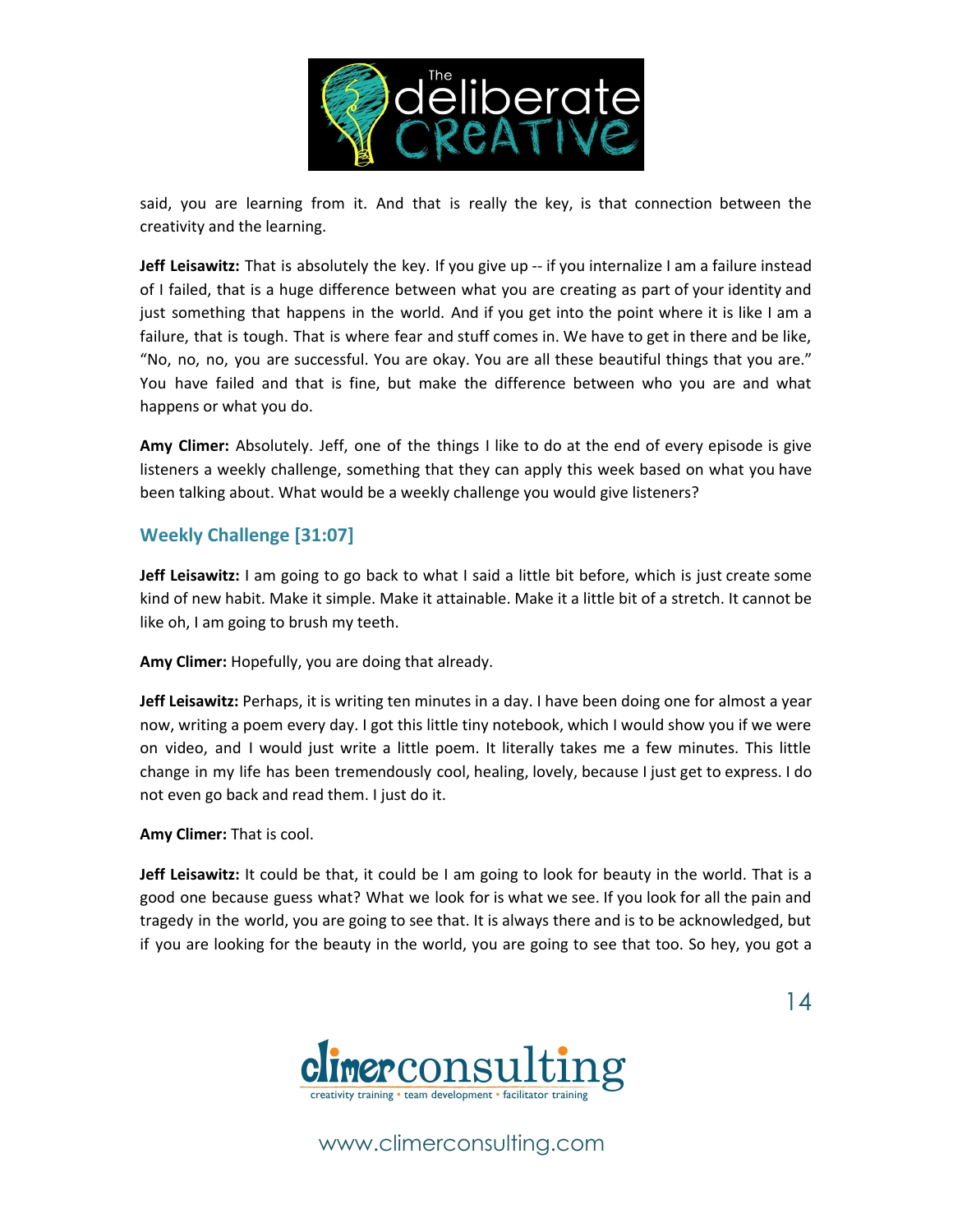said, you are learning from it. And that is really the key, is that connection between the creativity and the learning.

**Jeff Leisawitz:** That is absolutely the key. If you give up -- if you internalize I am a failure instead of I failed, that is a huge difference between what you are creating as part of your identity and just something that happens in the world. And if you get into the point where it is like I am a failure, that is tough. That is where fear and stuff comes in. We have to get in there and be like, "No, no, no, you are successful. You are okay. You are all these beautiful things that you are." You have failed and that is fine, but make the difference between who you are and what happens or what you do.

**Amy Climer:** Absolutely. Jeff, one of the things I like to do at the end of every episode is give listeners a weekly challenge, something that they can apply this week based on what you have been talking about. What would be a weekly challenge you would give listeners?

## Weekly Challenge [31:07]

**Jeff Leisawitz:** I am going to go back to what I said a little bit before, which is just create some kind of new habit. Make it simple. Make it attainable. Make it a little bit of a stretch. It cannot be like oh, I am going to brush my teeth.

**Amy Climer:** Hopefully, you are doing that already.

**Jeff Leisawitz:** Perhaps, it is writing ten minutes in a day. I have been doing one for almost a year now, writing a poem every day. I got this little tiny notebook, which I would show you if we were on video, and I would just write a little poem. It literally takes me a few minutes. This little change in my life has been tremendously cool, healing, lovely, because I just get to express. I do not even go back and read them. I just do it.

**Amy Climer:** That is cool.

**Jeff Leisawitz:** It could be that, it could be I am going to look for beauty in the world. That is a good one because guess what? What we look for is what we see. If you look for all the pain and tragedy in the world, you are going to see that. It is always there and is to be acknowledged, but if you are looking for the beauty in the world, you are going to see that too. So hey, you got a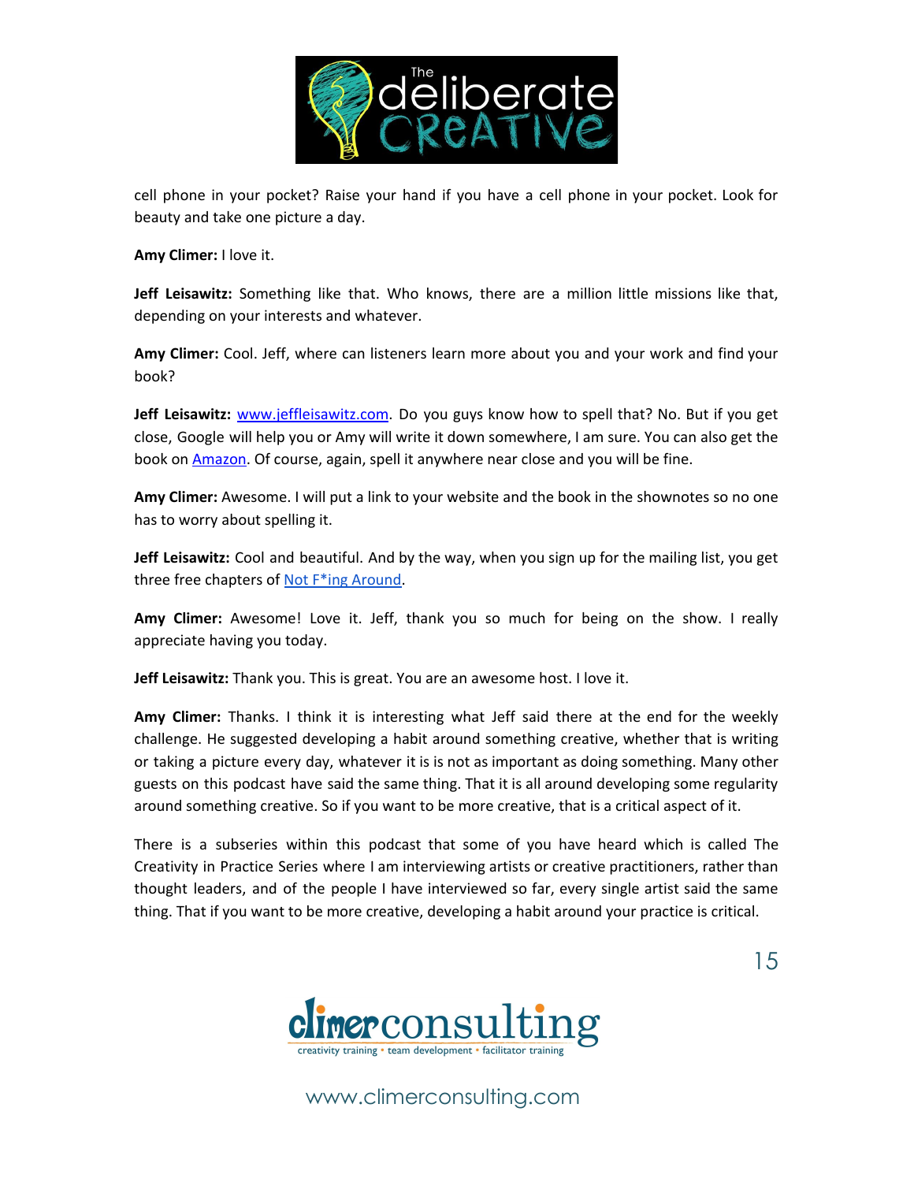cell phone in your pocket? Raise your hand if you have a cell phone in your pocket. Look for beauty and take one picture a day.

**Amy Climer:** I love it.

**Jeff Leisawitz:** Something like that. Who knows, there are a million little missions like that, depending on your interests and whatever.

**Amy Climer:** Cool. Jeff, where can listeners learn more about you and your work and find your book?

**Jeff Leisawitz:** www.jeffleisawitz.com. Do you guys know how to spell that? No. But if you get close, Google will help you or Amy will write it down somewhere, I am sure. You can also get the book on Amazon. Of course, again, spell it anywhere near close and you will be fine.

**Amy Climer:** Awesome. I will put a link to your website and the book in the shownotes so no one has to worry about spelling it.

**Jeff Leisawitz:** Cool and beautiful. And by the way, when you sign up for the mailing list, you get three free chapters of Not F*ing Around.

**Amy Climer:** Awesome! Love it. Jeff, thank you so much for being on the show. I really appreciate having you today.

**Jeff Leisawitz:** Thank you. This is great. You are an awesome host. I love it.

**Amy Climer:** Thanks. I think it is interesting what Jeff said there at the end for the weekly challenge. He suggested developing a habit around something creative, whether that is writing or taking a picture every day, whatever it is is not as important as doing something. Many other guests on this podcast have said the same thing. That it is all around developing some regularity around something creative. So if you want to be more creative, that is a critical aspect of it.

There is a subseries within this podcast that some of you have heard which is called The Creativity in Practice Series where I am interviewing artists or creative practitioners, rather than thought leaders, and of the people I have interviewed so far, every single artist said the same thing. That if you want to be more creative, developing a habit around your practice is critical.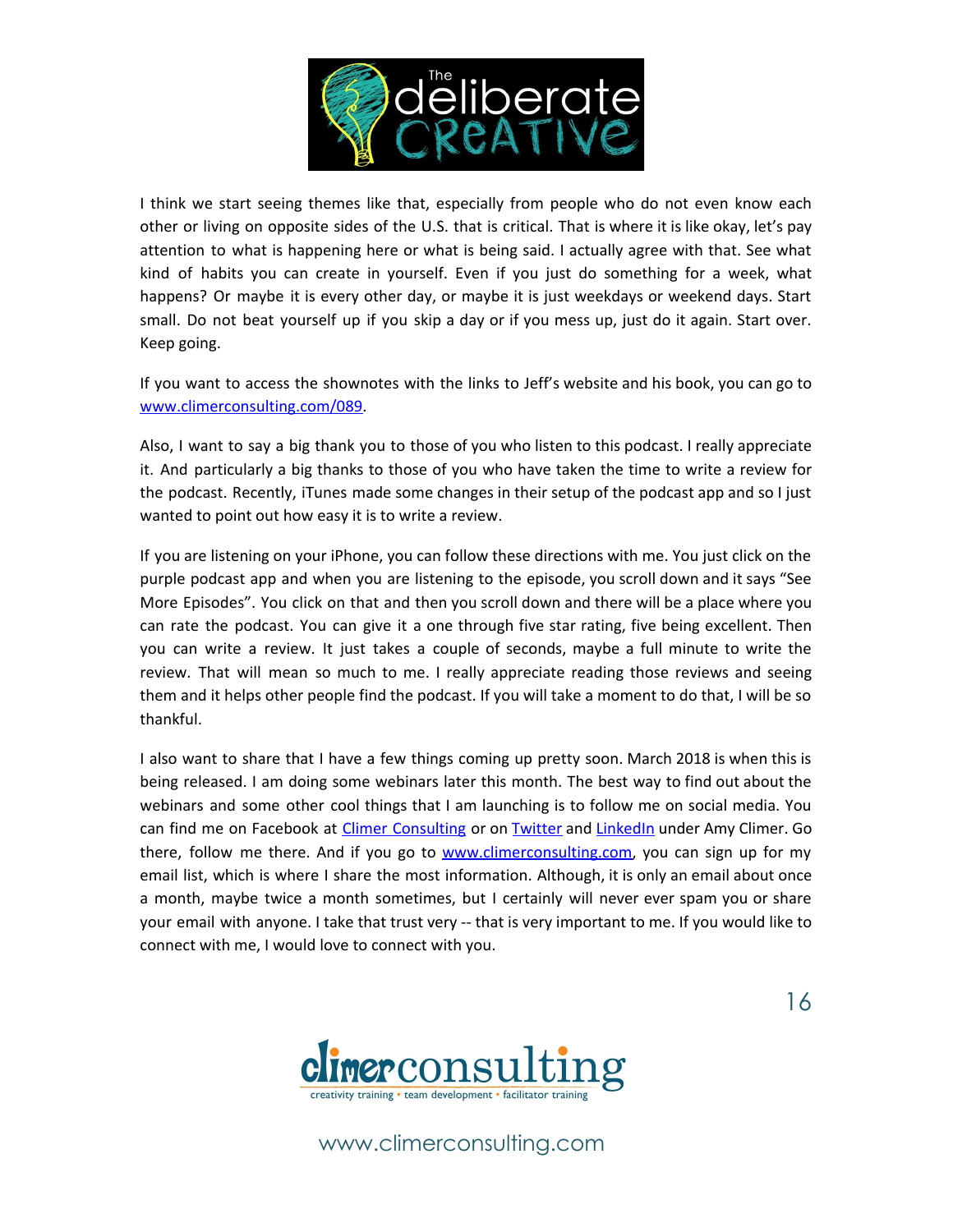I think we start seeing themes like that, especially from people who do not even know each other or living on opposite sides of the U.S. that is critical. That is where it is like okay, let's pay attention to what is happening here or what is being said. I actually agree with that. See what kind of habits you can create in yourself. Even if you just do something for a week, what happens? Or maybe it is every other day, or maybe it is just weekdays or weekend days. Start small. Do not beat yourself up if you skip a day or if you mess up, just do it again. Start over. Keep going.

If you want to access the shownotes with the links to Jeff's website and his book, you can go to [www.climerconsulting.com/089](http://www.climerconsulting.com/089).

Also, I want to say a big thank you to those of you who listen to this podcast. I really appreciate it. And particularly a big thanks to those of you who have taken the time to write a review for the podcast. Recently, iTunes made some changes in their setup of the podcast app and so I just wanted to point out how easy it is to write a review.

If you are listening on your iPhone, you can follow these directions with me. You just click on the purple podcast app and when you are listening to the episode, you scroll down and it says "See More Episodes". You click on that and then you scroll down and there will be a place where you can rate the podcast. You can give it a one through five star rating, five being excellent. Then you can write a review. It just takes a couple of seconds, maybe a full minute to write the review. That will mean so much to me. I really appreciate reading those reviews and seeing them and it helps other people find the podcast. If you will take a moment to do that, I will be so thankful.

I also want to share that I have a few things coming up pretty soon. March 2018 is when this is being released. I am doing some webinars later this month. The best way to find out about the webinars and some other cool things that I am launching is to follow me on social media. You can find me on Facebook at Climer Consulting or on Twitter and LinkedIn under Amy Climer. Go there, follow me there. And if you go to [www.climerconsulting.com](http://www.climerconsulting.com), you can sign up for my email list, which is where I share the most information. Although, it is only an email about once a month, maybe twice a month sometimes, but I certainly will never ever spam you or share your email with anyone. I take that trust very -- that is very important to me. If you would like to connect with me, I would love to connect with you.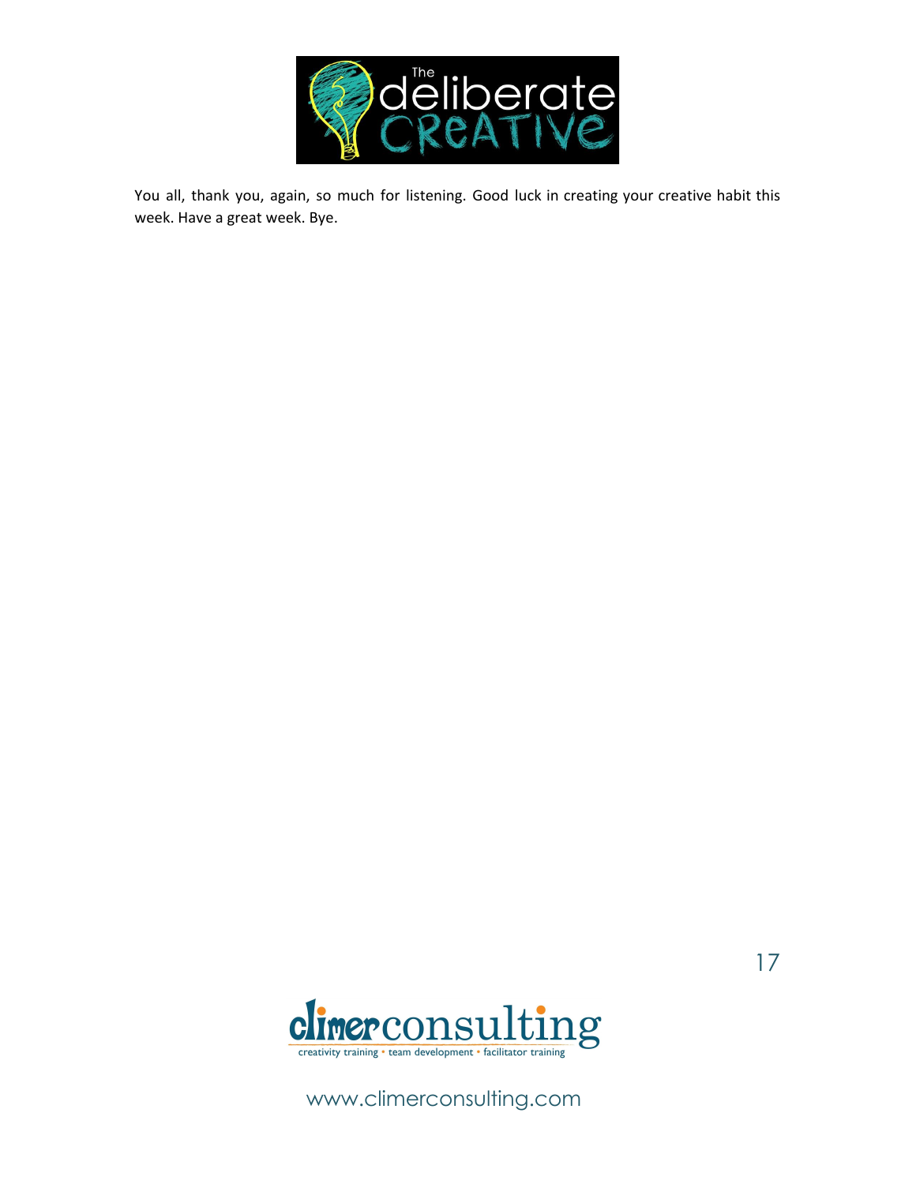You all, thank you, again, so much for listening. Good luck in creating your creative habit this week. Have a great week. Bye.